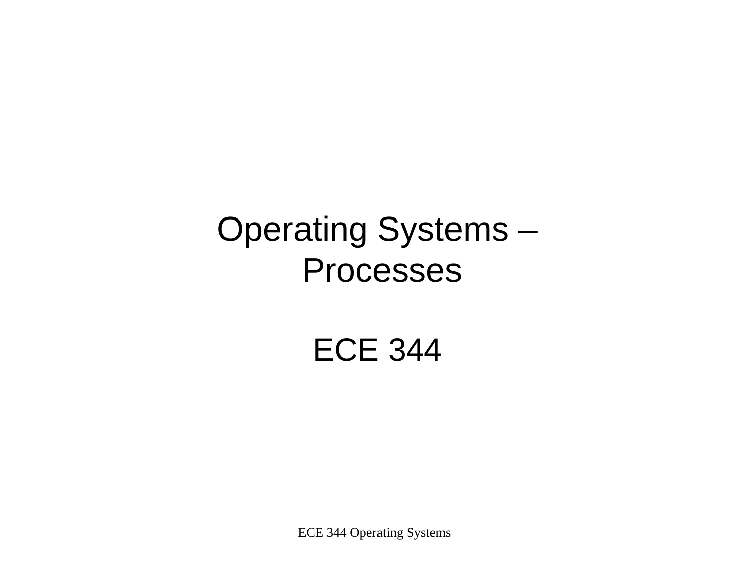# Operating Systems – Processes

## ECE 344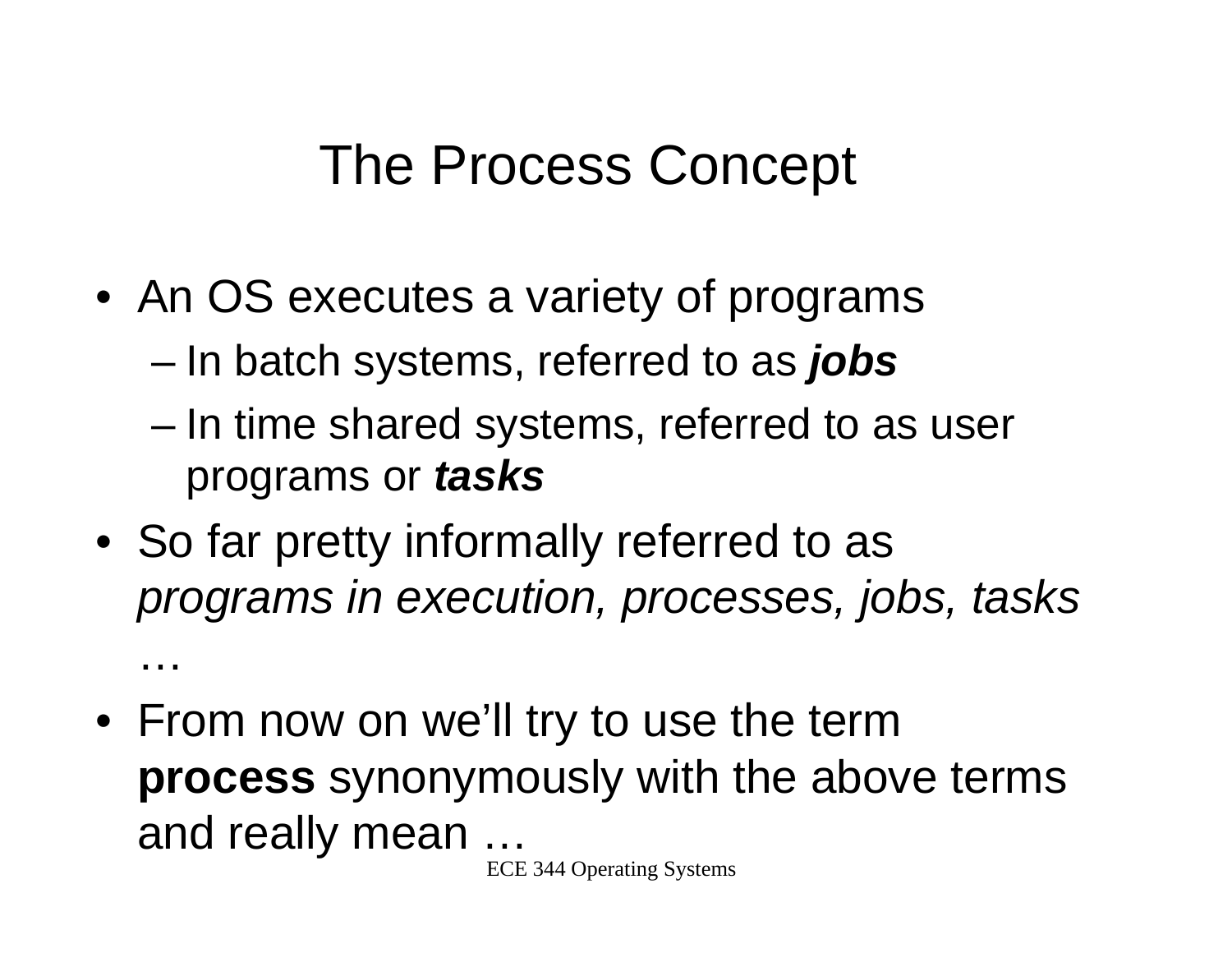# The Process Concept

- An OS executes a variety of programs
  - In batch systems, referred to as ***jobs***
  - In time shared systems, referred to as user programs or ***tasks***
- So far pretty informally referred to as *programs in execution, processes, jobs, tasks* …
- From now on we'll try to use the term **process** synonymously with the above terms and really mean …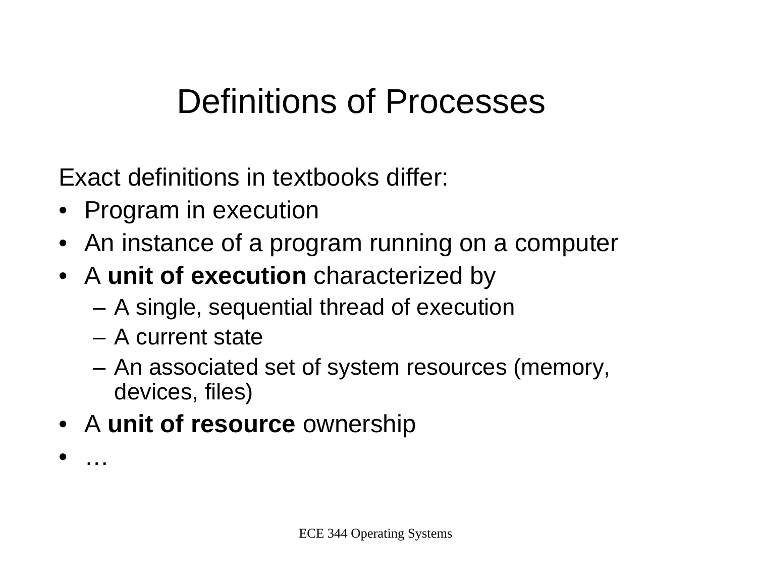# Definitions of Processes

Exact definitions in textbooks differ:

- Program in execution
- An instance of a program running on a computer
- A **unit of execution** characterized by
  - A single, sequential thread of execution
  - A current state
  - An associated set of system resources (memory, devices, files)
- A **unit of resource** ownership
- …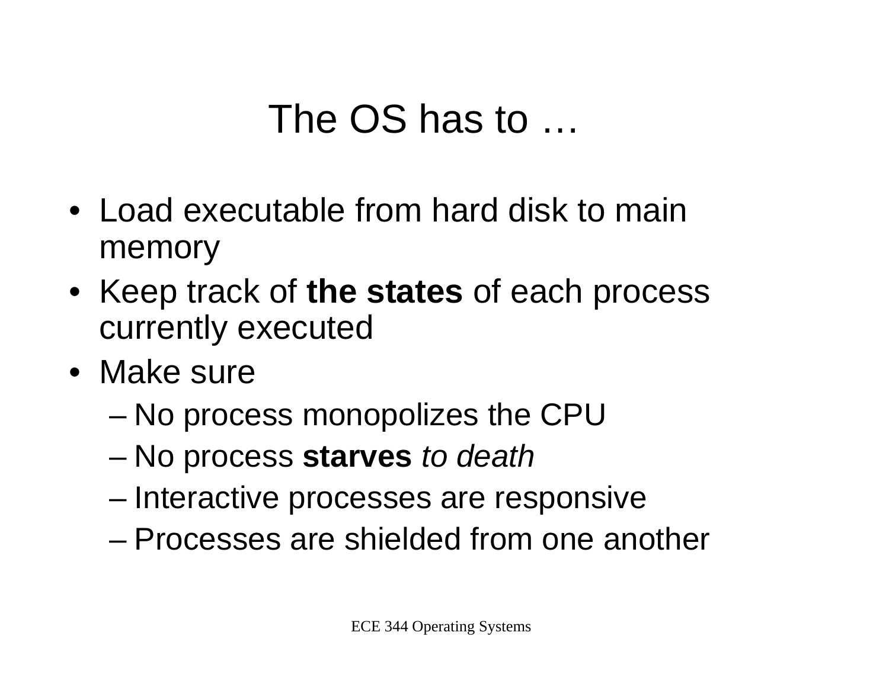# The OS has to …

- Load executable from hard disk to main memory
- Keep track of **the states** of each process currently executed
- Make sure
  - No process monopolizes the CPU
  - No process **starves** *to death*
  - Interactive processes are responsive
  - Processes are shielded from one another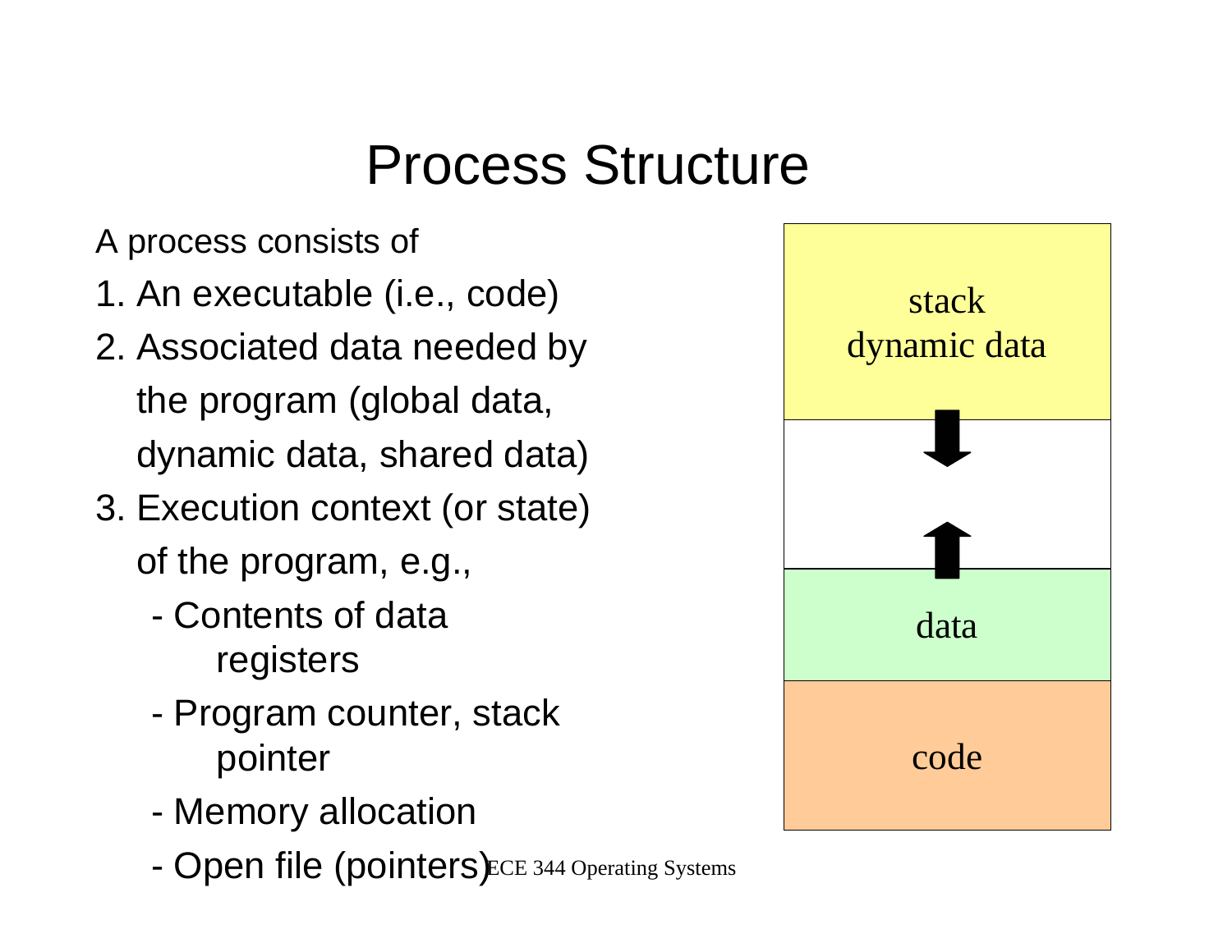# Process Structure

A process consists of

1. An executable (i.e., code)
2. Associated data needed by the program (global data, dynamic data, shared data)
3. Execution context (or state) of the program, e.g.,
   - Contents of data registers
   - Program counter, stack pointer
   - Memory allocation
   - Open file (pointers)

stack
dynamic data

data

code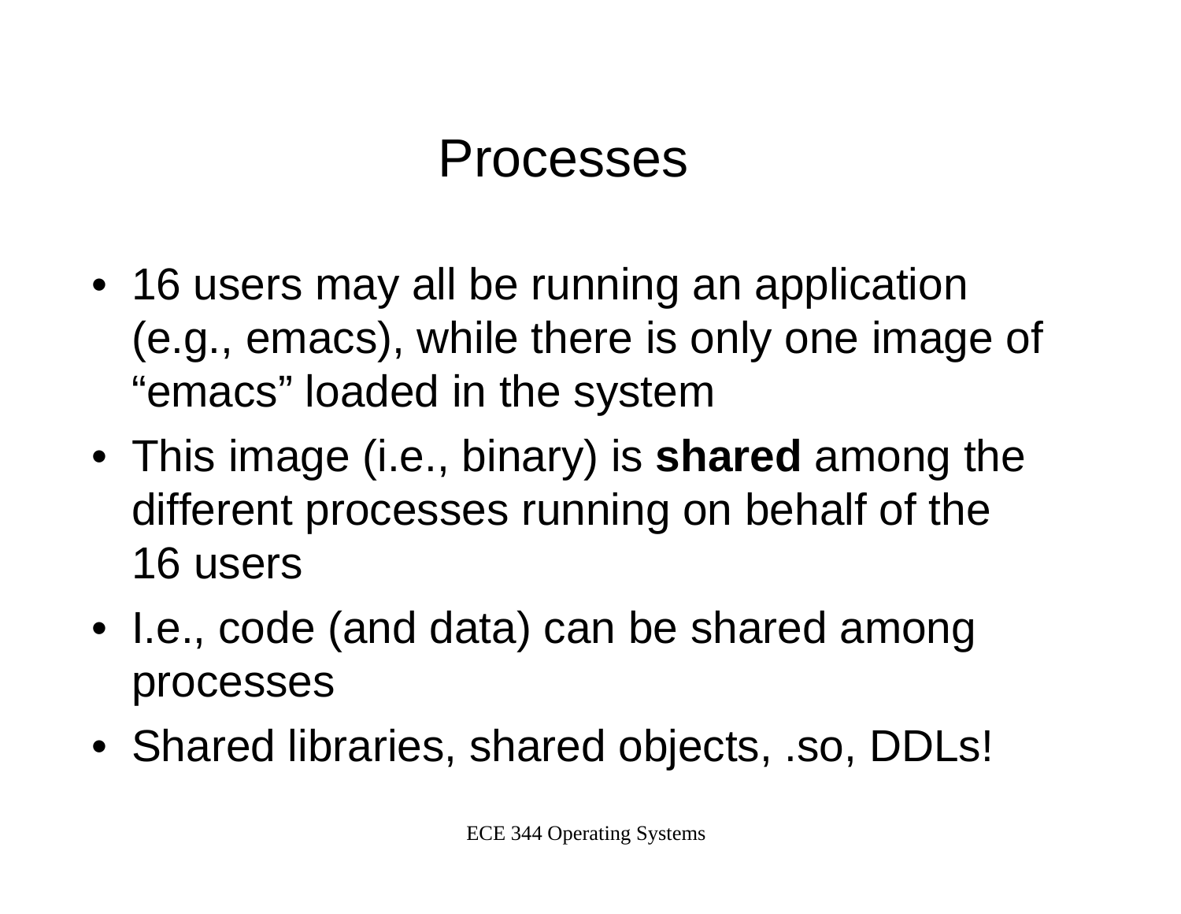# Processes

- 16 users may all be running an application (e.g., emacs), while there is only one image of "emacs" loaded in the system
- This image (i.e., binary) is **shared** among the different processes running on behalf of the 16 users
- I.e., code (and data) can be shared among processes
- Shared libraries, shared objects, .so, DDLs!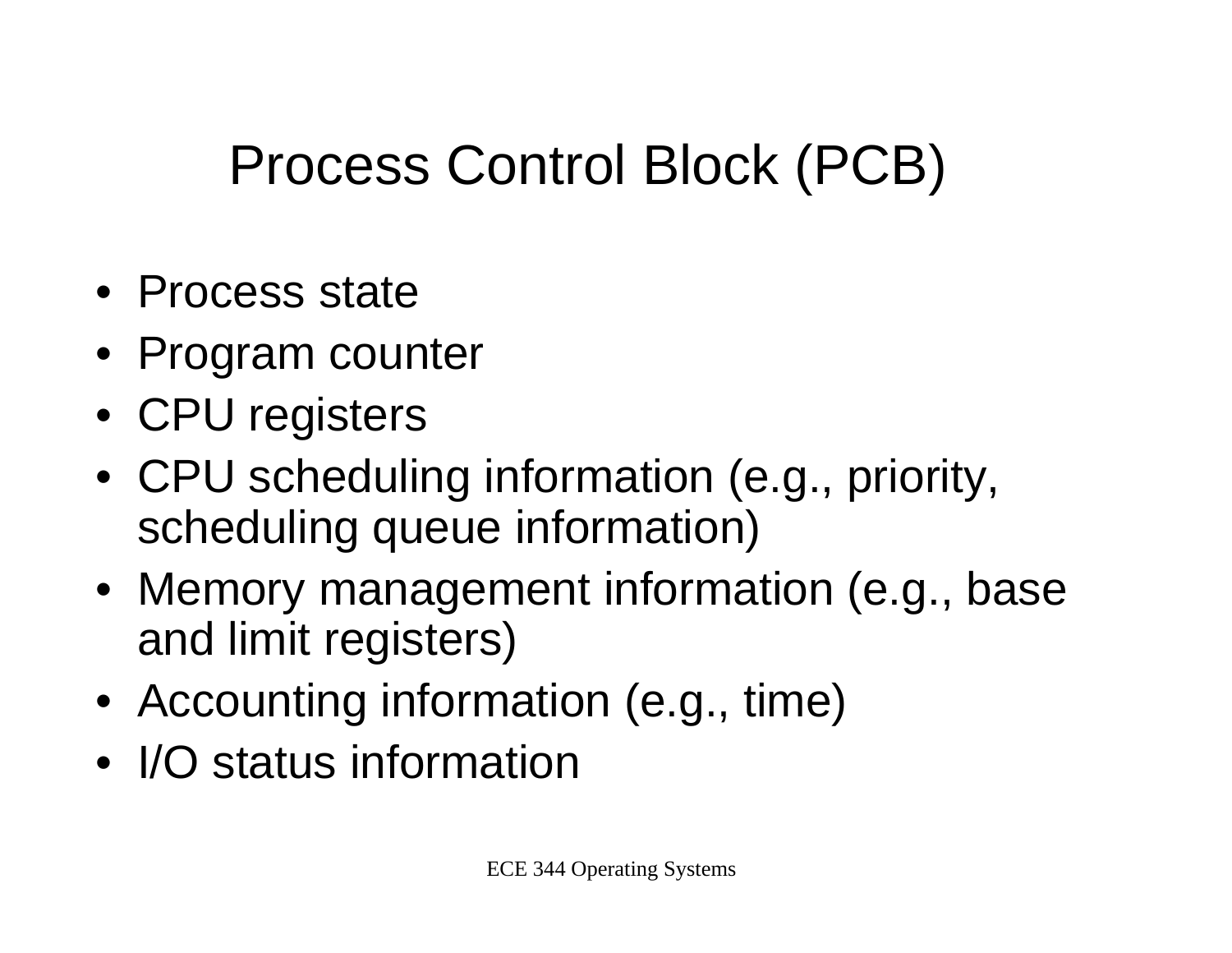# Process Control Block (PCB)

- Process state
- Program counter
- CPU registers
- CPU scheduling information (e.g., priority, scheduling queue information)
- Memory management information (e.g., base and limit registers)
- Accounting information (e.g., time)
- I/O status information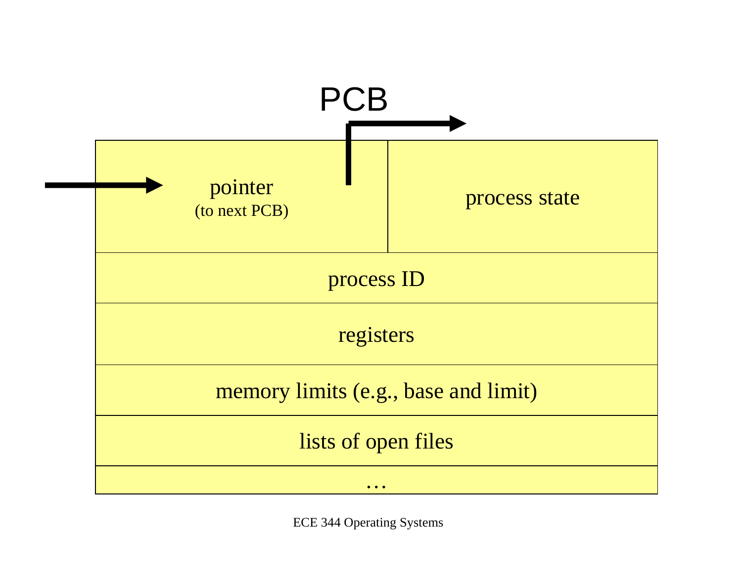# PCB

| | |
|---|---|
| pointer (to next PCB) | process state |
| process ID | |
| registers | |
| memory limits (e.g., base and limit) | |
| lists of open files | |
| … | |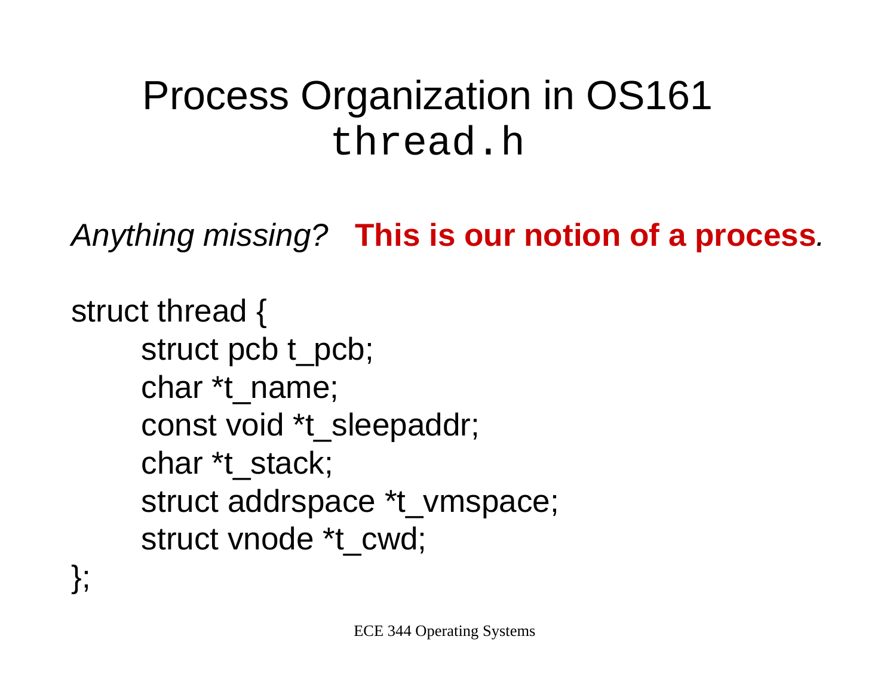# Process Organization in OS161 thread.h

*Anything missing?* **This is our notion of a process***.*

```
struct thread {
    struct pcb t_pcb;
    char *t_name;
    const void *t_sleepaddr;
    char *t_stack;
    struct addrspace *t_vmspace;
    struct vnode *t_cwd;
};
```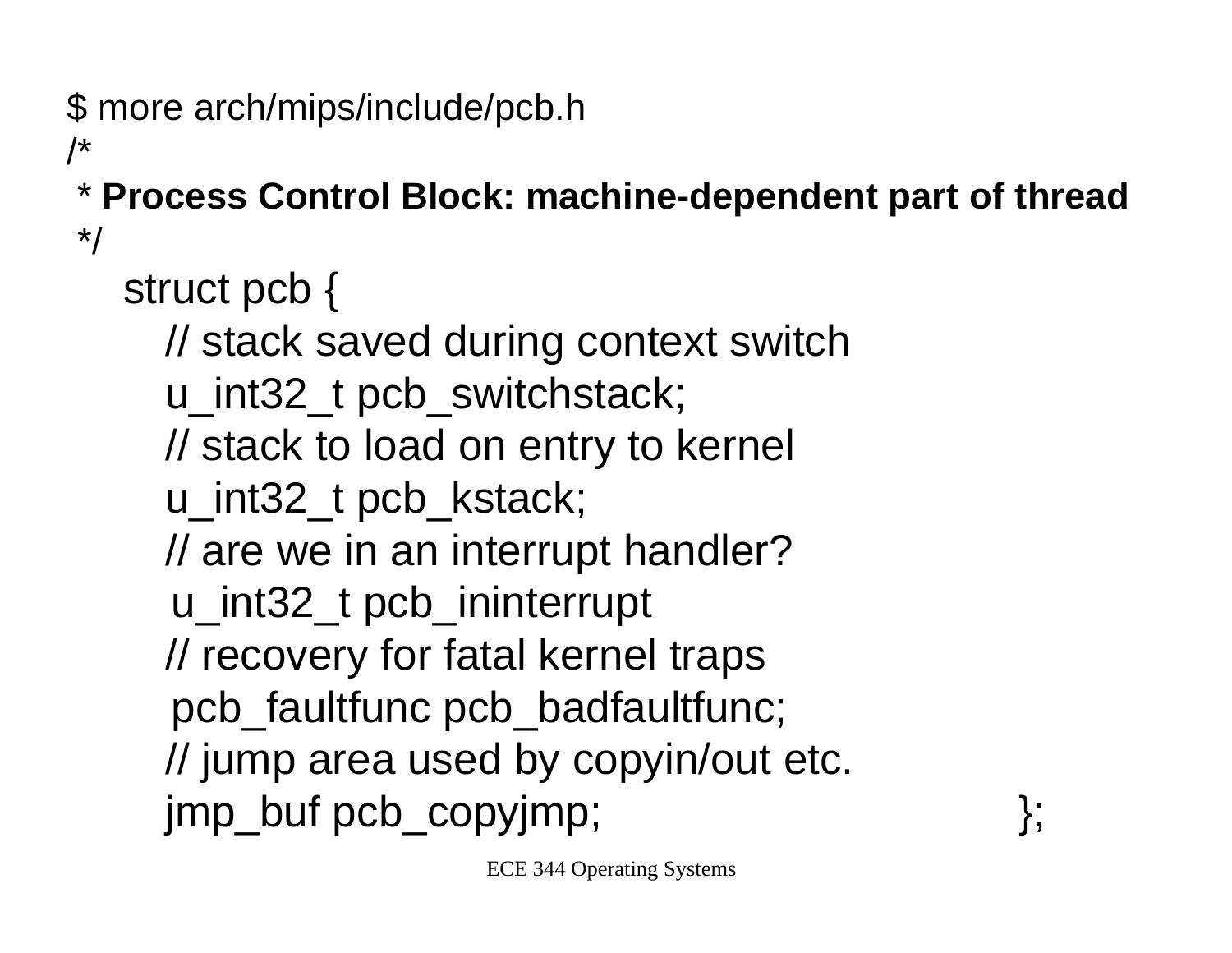```
$ more arch/mips/include/pcb.h
/*
 * Process Control Block: machine-dependent part of thread
 */
    struct pcb {
        // stack saved during context switch
        u_int32_t pcb_switchstack;
        // stack to load on entry to kernel
        u_int32_t pcb_kstack;
        // are we in an interrupt handler?
        u_int32_t pcb_ininterrupt
        // recovery for fatal kernel traps
        pcb_faultfunc pcb_badfaultfunc;
        // jump area used by copyin/out etc.
        jmp_buf pcb_copyjmp;                    };
```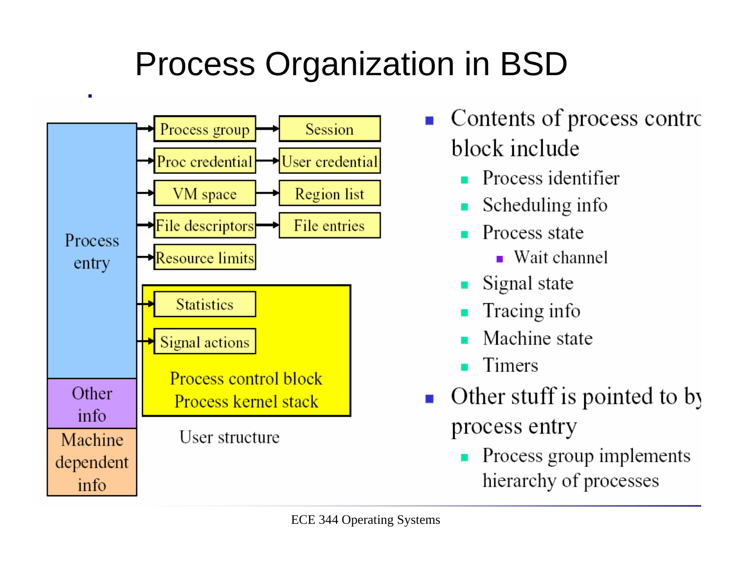# Process Organization in BSD

Process entry

Other info

Machine dependent info

Process group

Session

Proc credential

User credential

VM space

Region list

File descriptors

File entries

Resource limits

Statistics

Signal actions

Process control block
Process kernel stack

User structure

- Contents of process contro block include
  - Process identifier
  - Scheduling info
  - Process state
    - Wait channel
  - Signal state
  - Tracing info
  - Machine state
  - Timers
- Other stuff is pointed to by process entry
  - Process group implements hierarchy of processes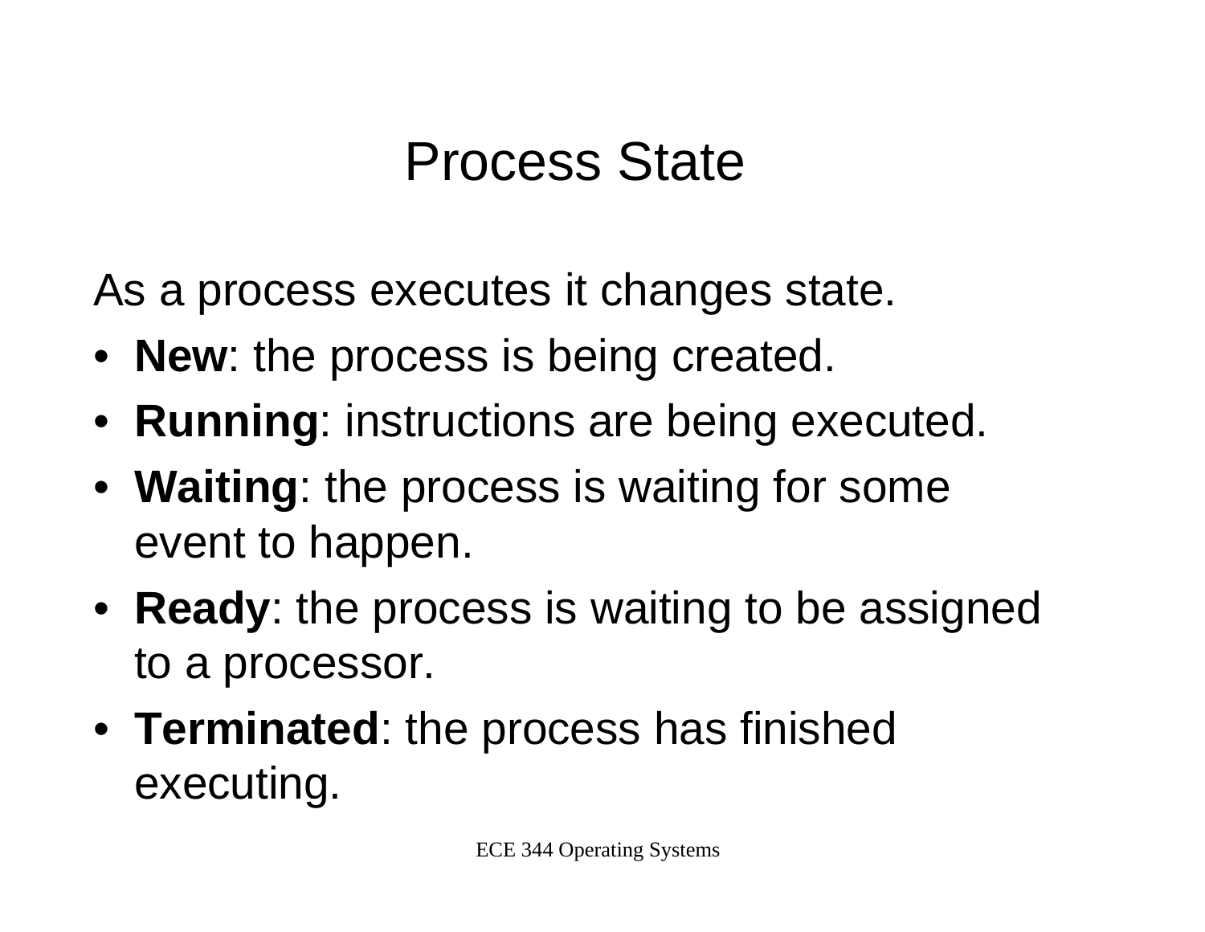# Process State

As a process executes it changes state.

- **New**: the process is being created.
- **Running**: instructions are being executed.
- **Waiting**: the process is waiting for some event to happen.
- **Ready**: the process is waiting to be assigned to a processor.
- **Terminated**: the process has finished executing.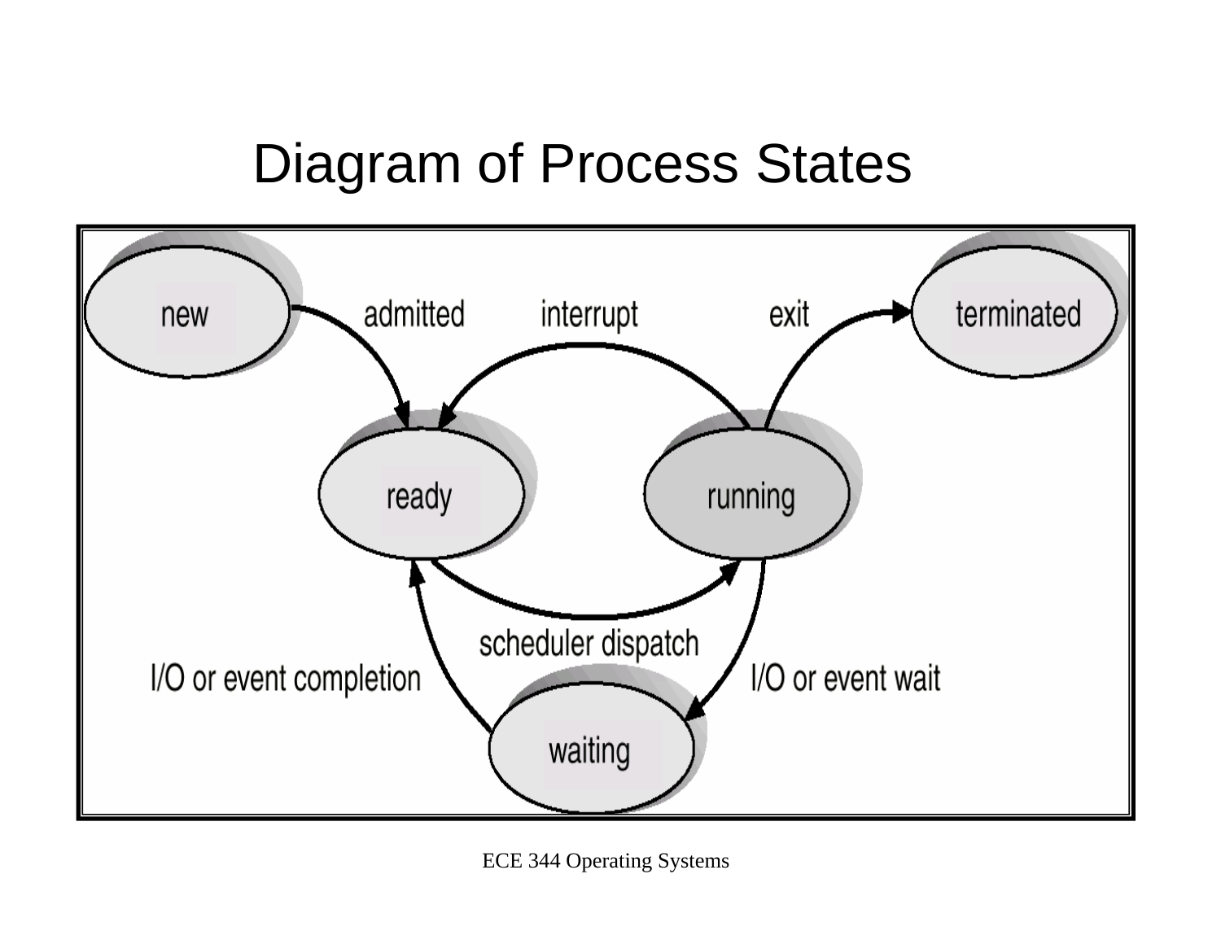# Diagram of Process States

new

admitted

interrupt

exit

terminated

ready

running

scheduler dispatch

I/O or event completion

I/O or event wait

waiting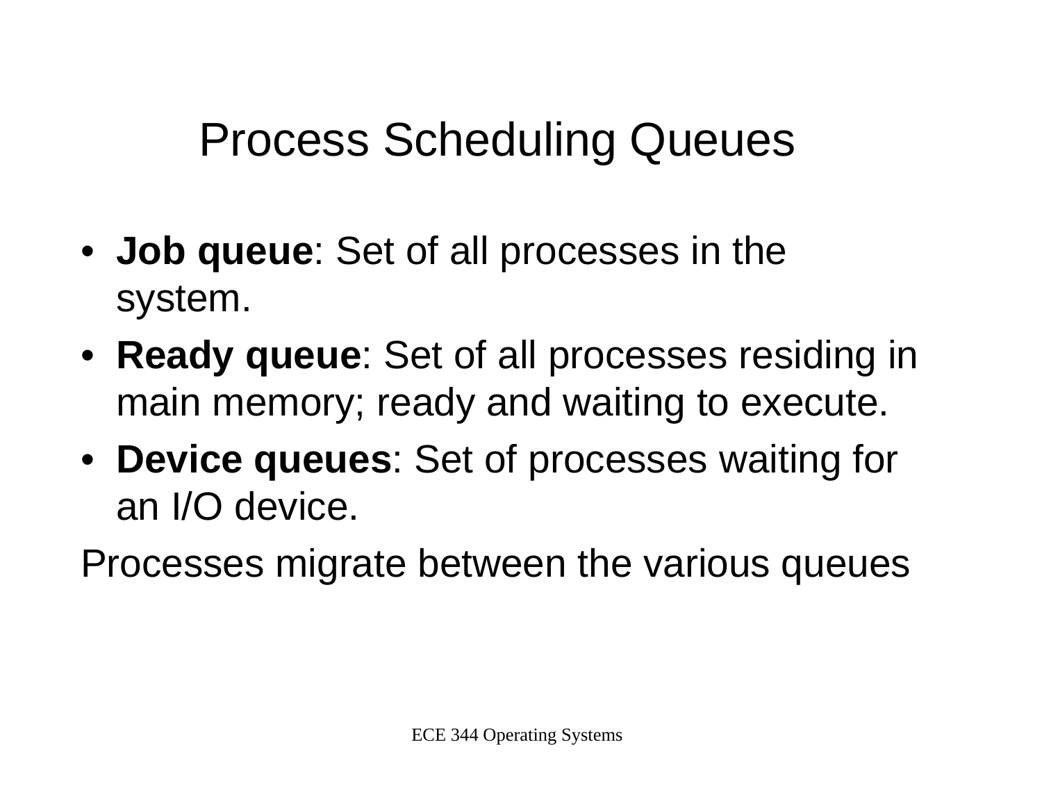# Process Scheduling Queues

- **Job queue**: Set of all processes in the system.
- **Ready queue**: Set of all processes residing in main memory; ready and waiting to execute.
- **Device queues**: Set of processes waiting for an I/O device.

Processes migrate between the various queues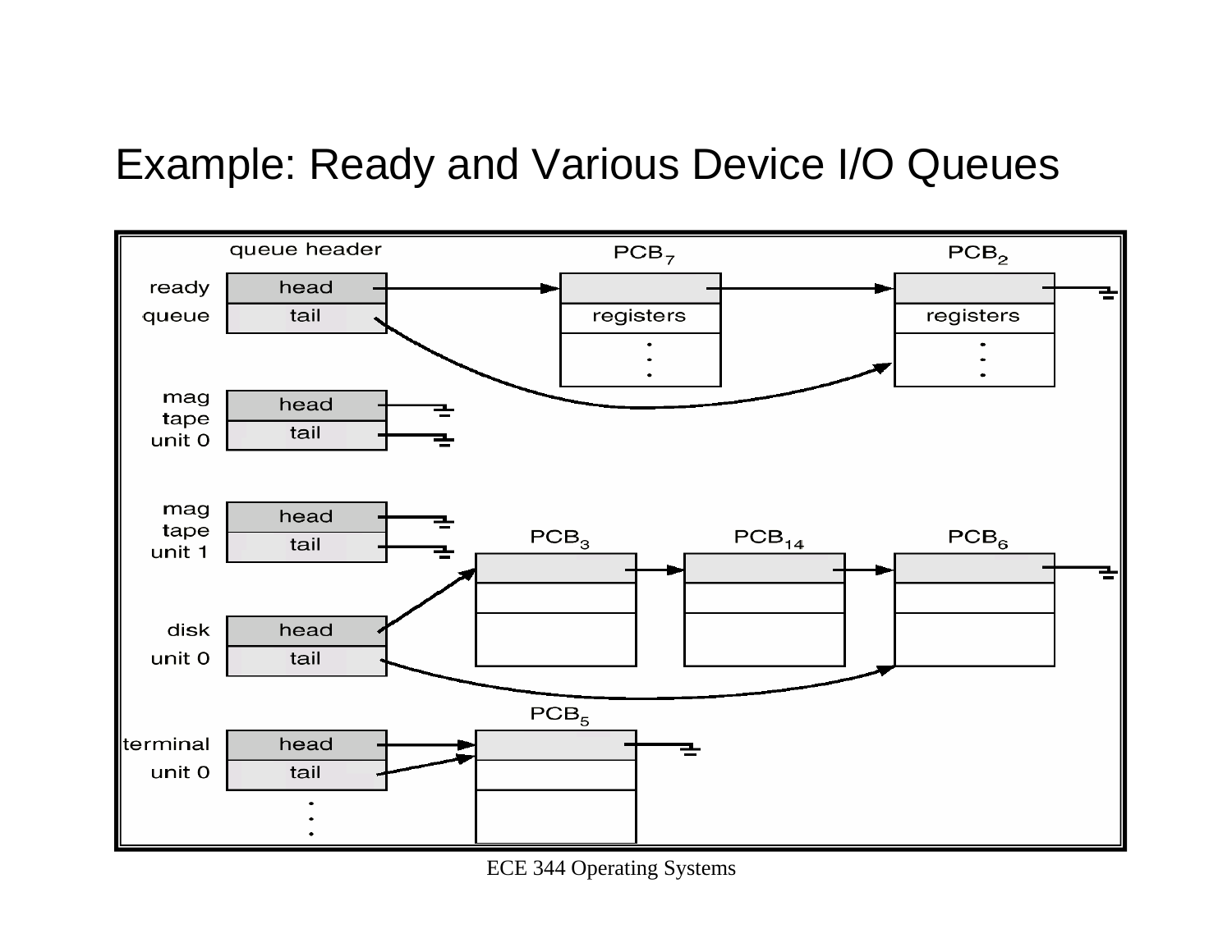# Example: Ready and Various Device I/O Queues

queue header

ready queue: head, tail

PCB$_7$

registers

PCB$_2$

registers

mag tape unit 0: head, tail

mag tape unit 1: head, tail

PCB$_3$

PCB$_{14}$

PCB$_6$

disk unit 0: head, tail

PCB$_5$

terminal unit 0: head, tail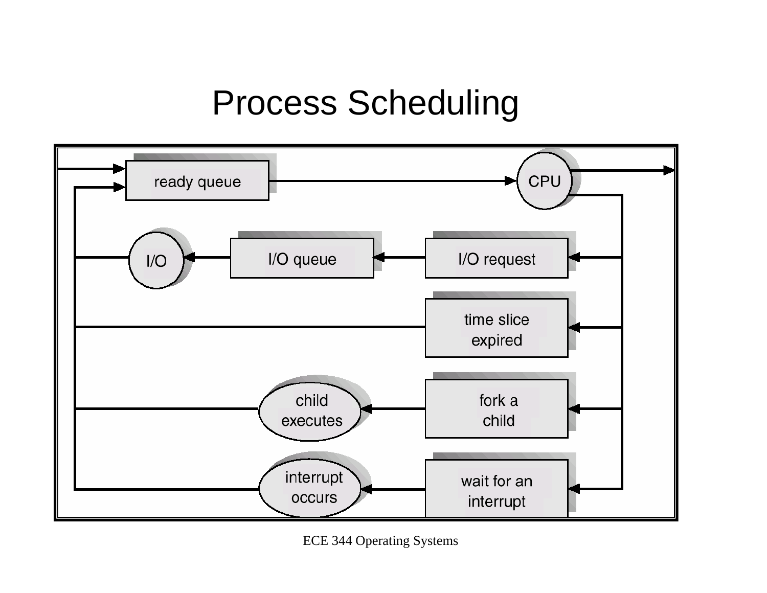# Process Scheduling

ready queue

CPU

I/O

I/O queue

I/O request

time slice expired

child executes

fork a child

interrupt occurs

wait for an interrupt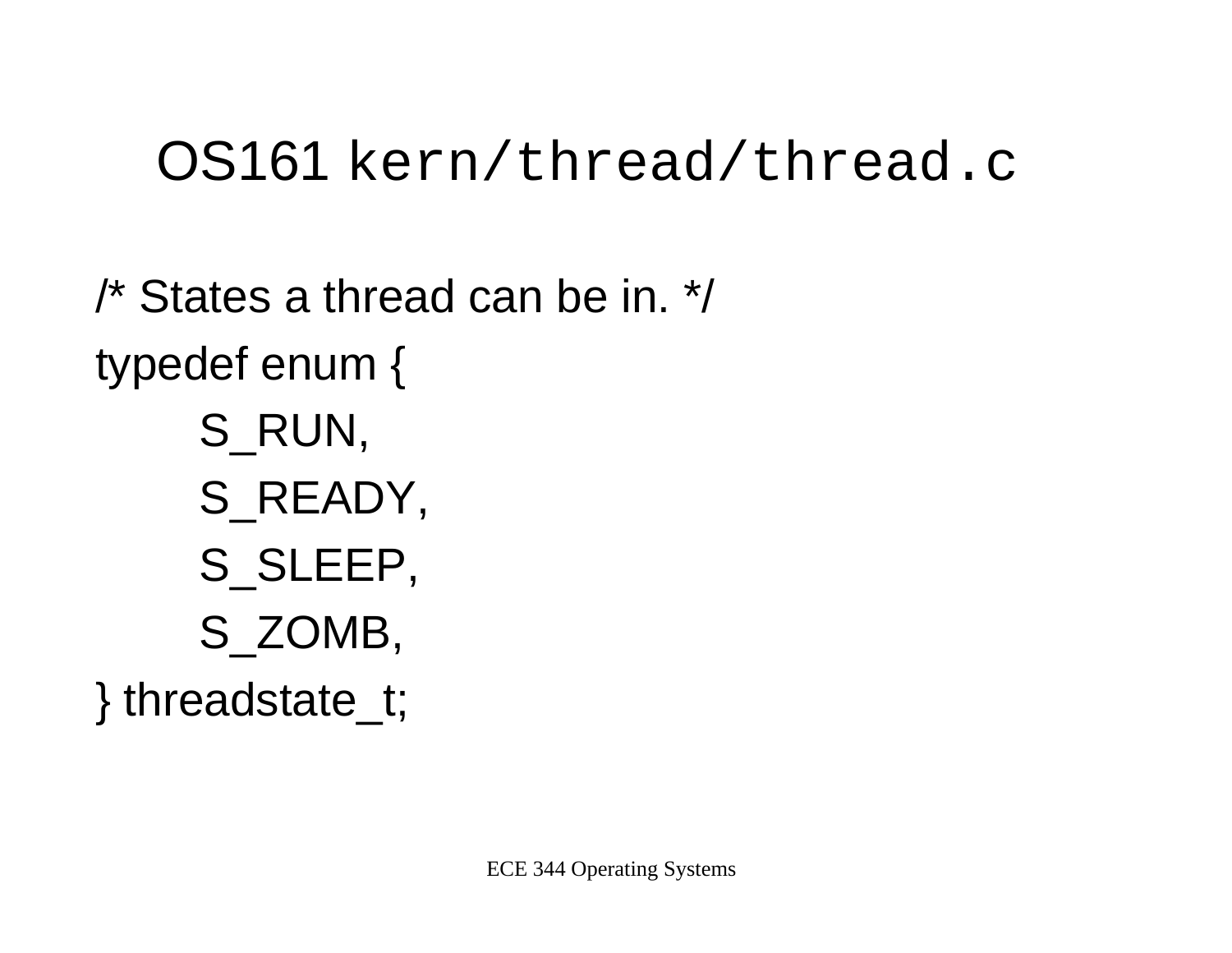# OS161 `kern/thread/thread.c`

```
/* States a thread can be in. */
typedef enum {
        S_RUN,
        S_READY,
        S_SLEEP,
        S_ZOMB,
} threadstate_t;
```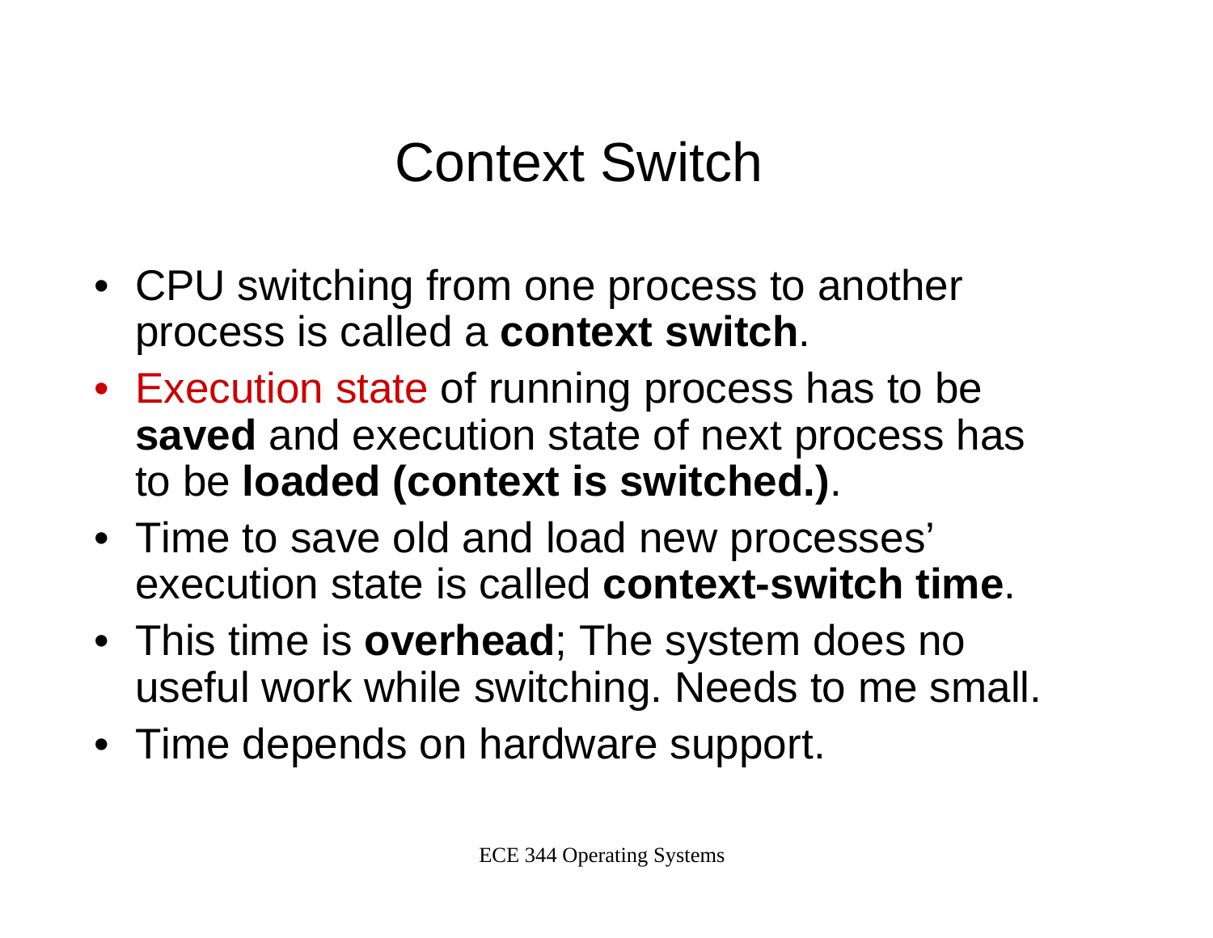# Context Switch

- CPU switching from one process to another process is called a **context switch**.
- Execution state of running process has to be **saved** and execution state of next process has to be **loaded (context is switched.)**.
- Time to save old and load new processes' execution state is called **context-switch time**.
- This time is **overhead**; The system does no useful work while switching. Needs to me small.
- Time depends on hardware support.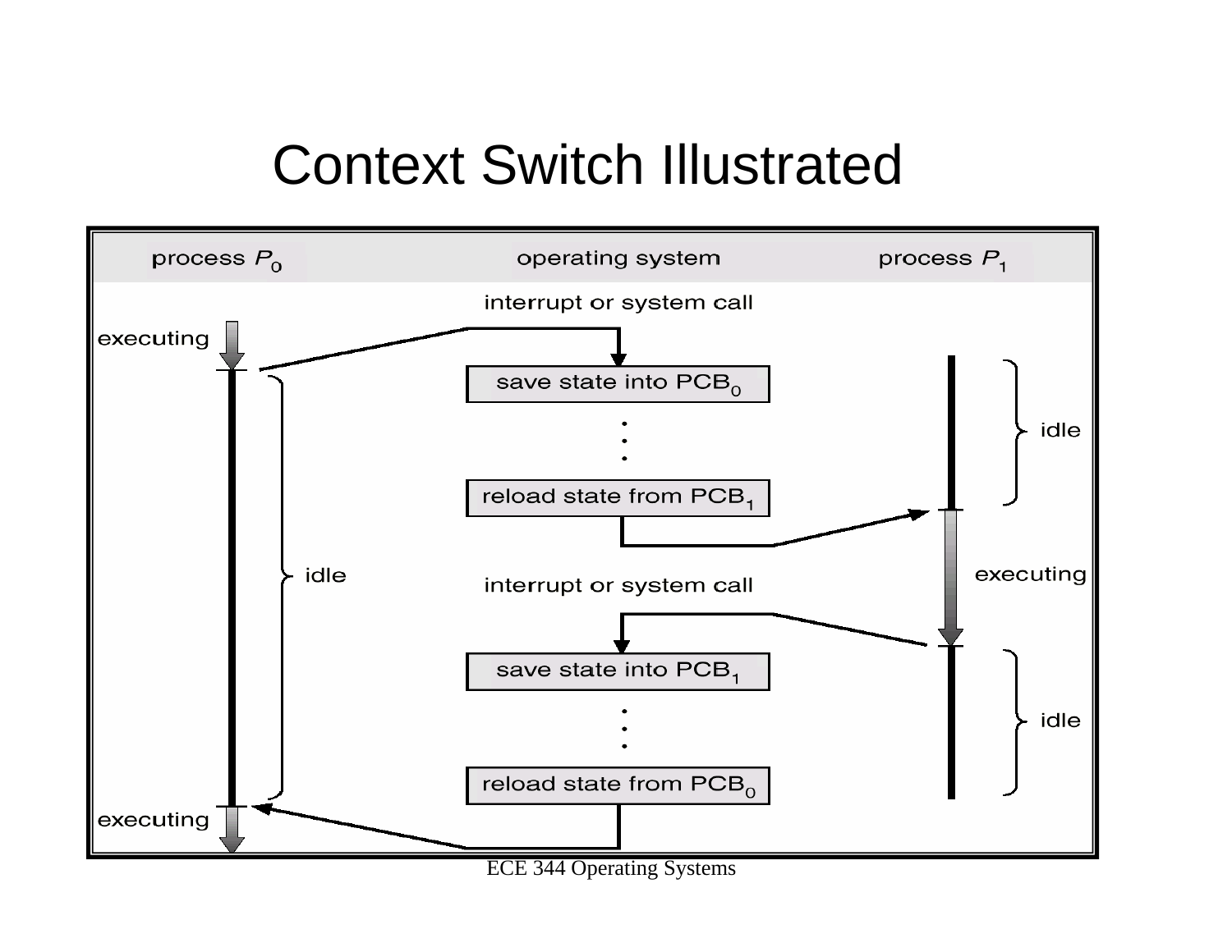# Context Switch Illustrated

process $P_0$

operating system

process $P_1$

interrupt or system call

executing

save state into $PCB_0$

idle

reload state from $PCB_1$

idle

executing

interrupt or system call

save state into $PCB_1$

idle

reload state from $PCB_0$

executing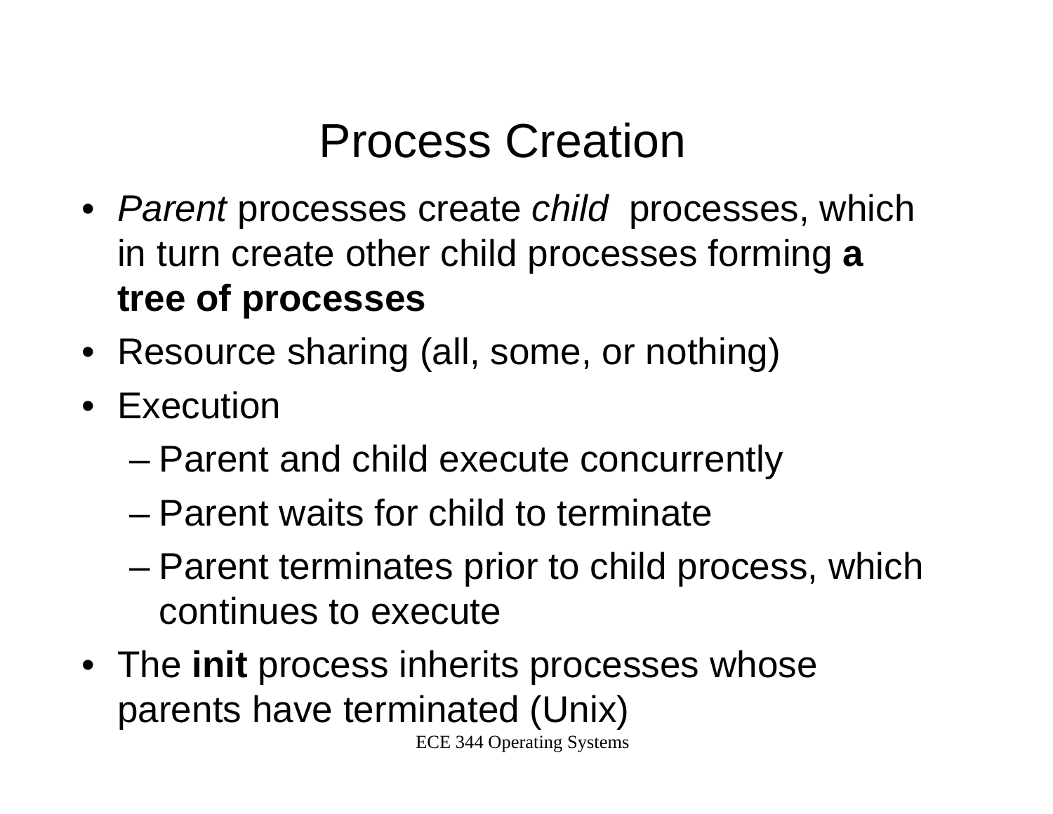# Process Creation

- *Parent* processes create *child* processes, which in turn create other child processes forming **a tree of processes**
- Resource sharing (all, some, or nothing)
- Execution
  - Parent and child execute concurrently
  - Parent waits for child to terminate
  - Parent terminates prior to child process, which continues to execute
- The **init** process inherits processes whose parents have terminated (Unix)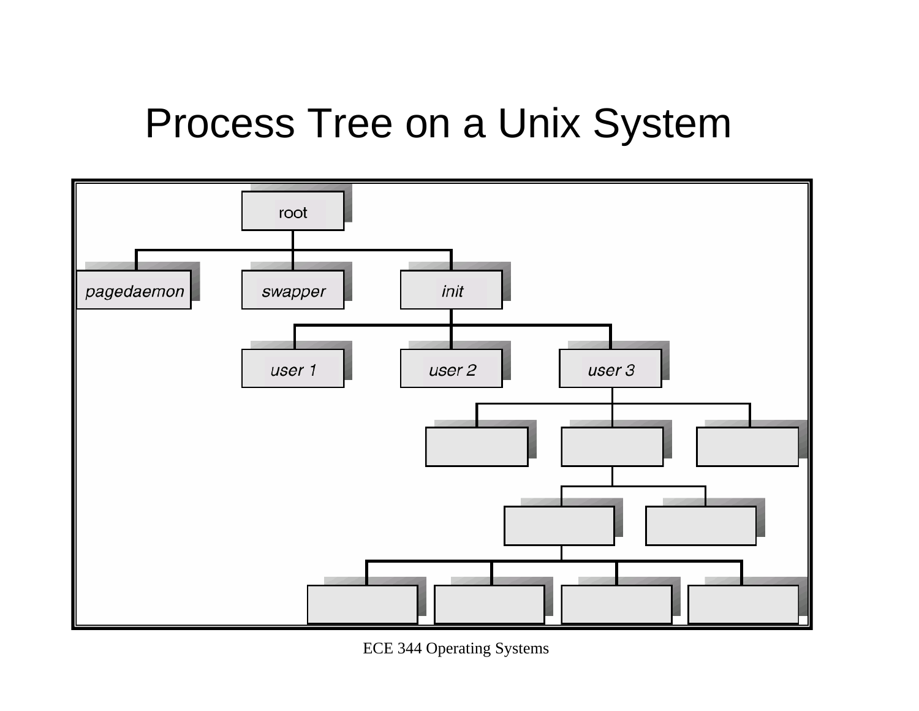# Process Tree on a Unix System

root

*pagedaemon*

*swapper*

*init*

*user 1*

*user 2*

*user 3*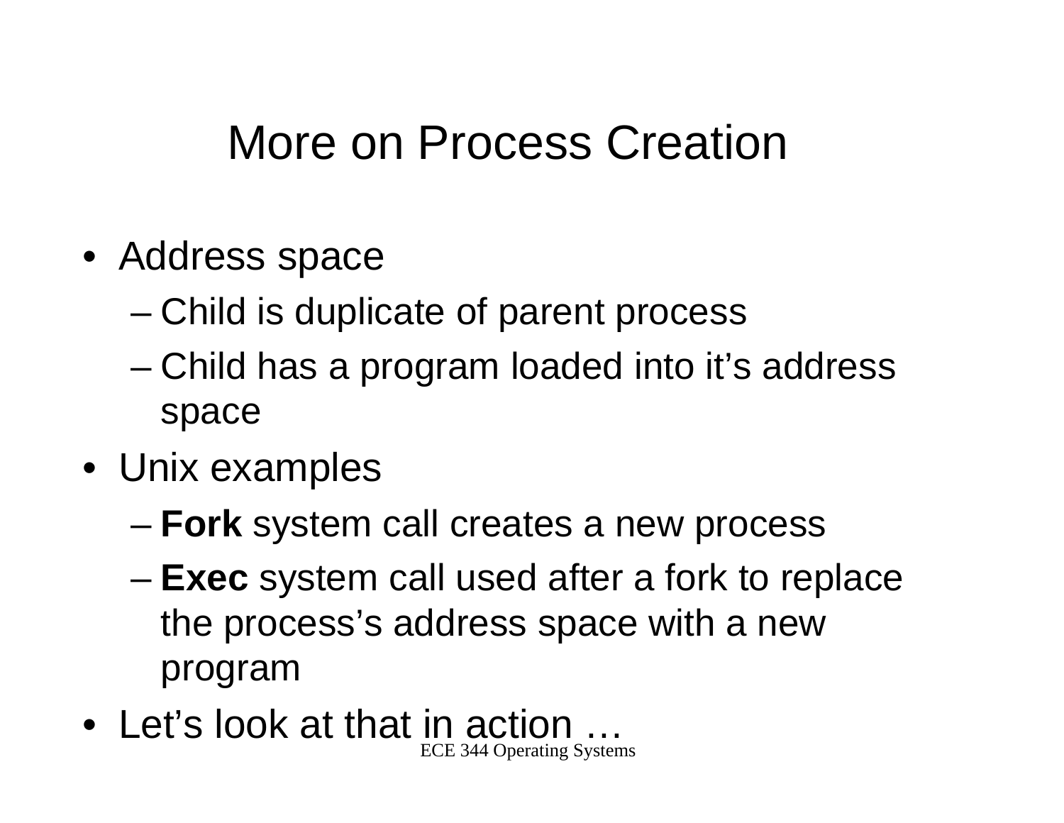# More on Process Creation

- Address space
  - Child is duplicate of parent process
  - Child has a program loaded into it's address space
- Unix examples
  - **Fork** system call creates a new process
  - **Exec** system call used after a fork to replace the process's address space with a new program
- Let's look at that in action …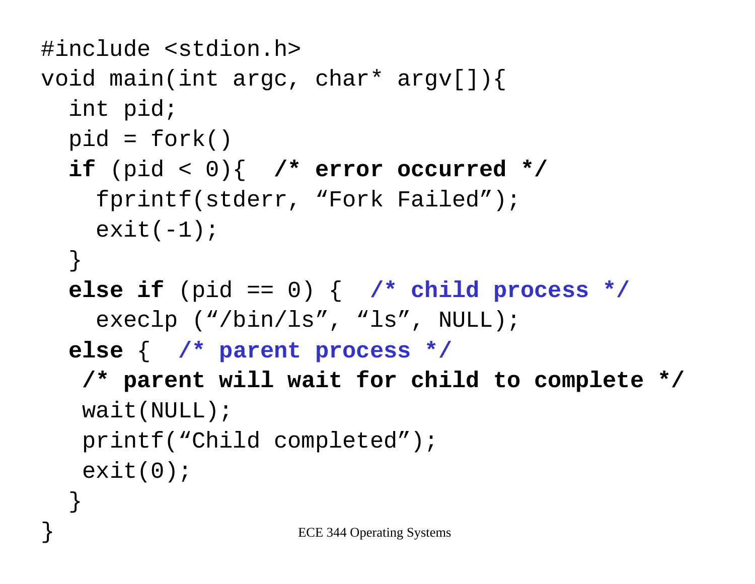```
#include <stdion.h>
void main(int argc, char* argv[]){
  int pid;
  pid = fork()
  if (pid < 0){  /* error occurred */
    fprintf(stderr, “Fork Failed”);
    exit(-1);
  }
  else if (pid == 0) {  /* child process */
    execlp (“/bin/ls”, “ls”, NULL);
  else {  /* parent process */
   /* parent will wait for child to complete */
   wait(NULL);
   printf(“Child completed”);
   exit(0);
  }
}
```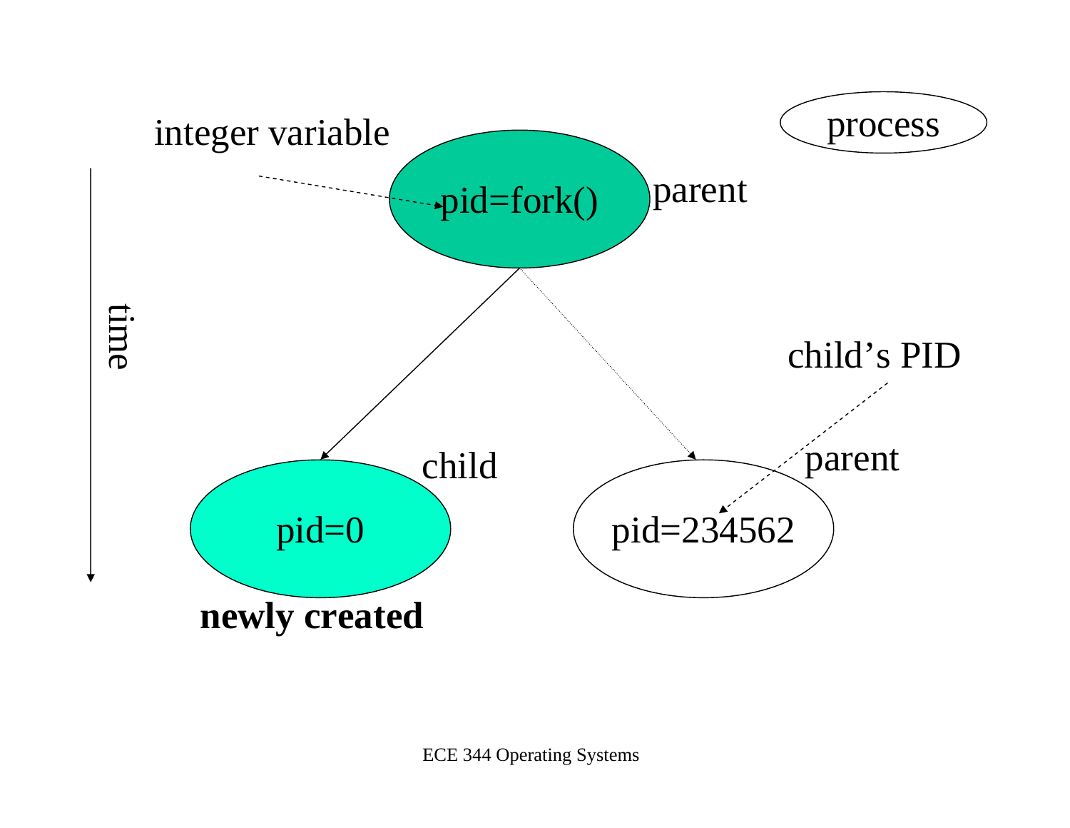process

integer variable

pid=fork()

parent

time

child's PID

child

parent

pid=0

pid=234562

**newly created**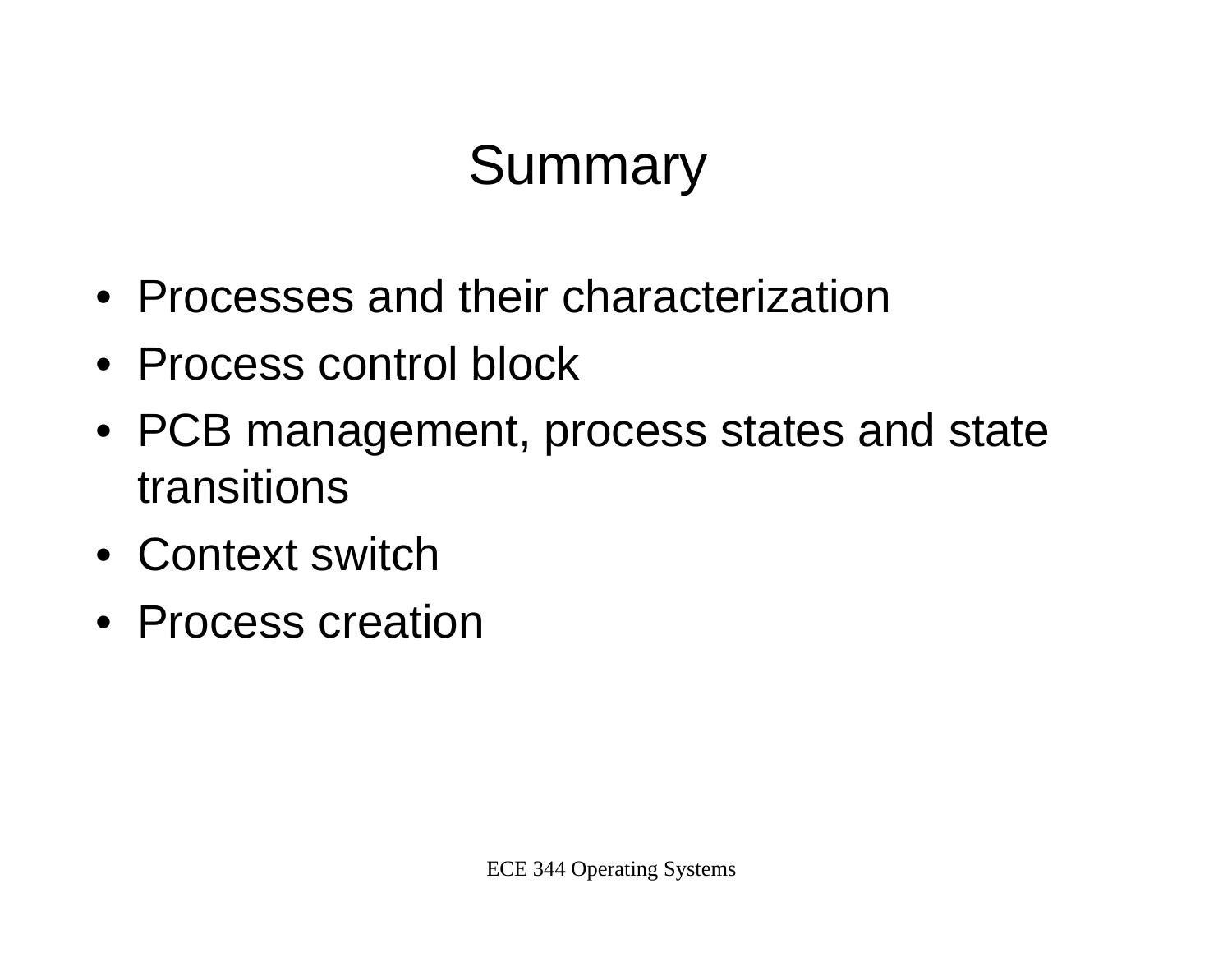# Summary

- Processes and their characterization
- Process control block
- PCB management, process states and state transitions
- Context switch
- Process creation